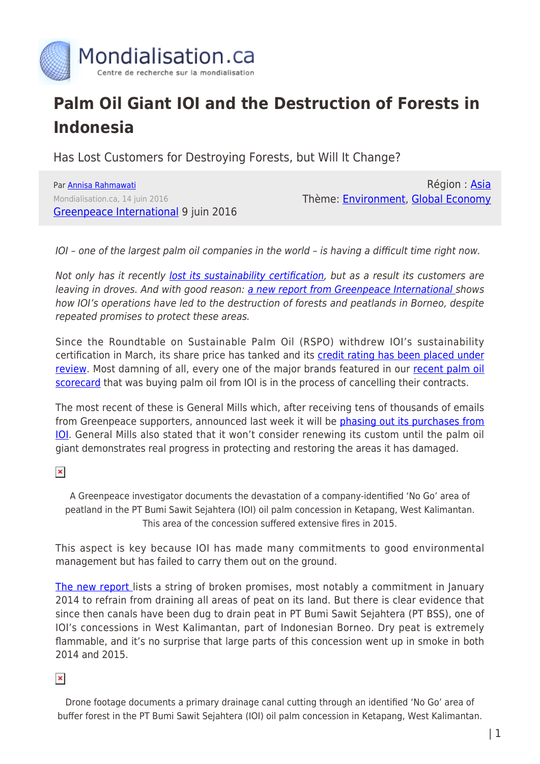# Palm Oil Giant IOI and the Destruction of Forests in Indonesia

Has Lost Customers for Destroying Forests, but Will It Change?

Par Annisa Rahmawati
Mondialisation.ca, 14 juin 2016
Greenpeace International 9 juin 2016

Région : Asia
Thème: Environment, Global Economy

*IOI – one of the largest palm oil companies in the world – is having a difficult time right now.*

*Not only has it recently lost its sustainability certification, but as a result its customers are leaving in droves. And with good reason: a new report from Greenpeace International shows how IOI's operations have led to the destruction of forests and peatlands in Borneo, despite repeated promises to protect these areas.*

Since the Roundtable on Sustainable Palm Oil (RSPO) withdrew IOI's sustainability certification in March, its share price has tanked and its credit rating has been placed under review. Most damning of all, every one of the major brands featured in our recent palm oil scorecard that was buying palm oil from IOI is in the process of cancelling their contracts.

The most recent of these is General Mills which, after receiving tens of thousands of emails from Greenpeace supporters, announced last week it will be phasing out its purchases from IOI. General Mills also stated that it won't consider renewing its custom until the palm oil giant demonstrates real progress in protecting and restoring the areas it has damaged.

A Greenpeace investigator documents the devastation of a company-identified 'No Go' area of peatland in the PT Bumi Sawit Sejahtera (IOI) oil palm concession in Ketapang, West Kalimantan. This area of the concession suffered extensive fires in 2015.

This aspect is key because IOI has made many commitments to good environmental management but has failed to carry them out on the ground.

The new report lists a string of broken promises, most notably a commitment in January 2014 to refrain from draining all areas of peat on its land. But there is clear evidence that since then canals have been dug to drain peat in PT Bumi Sawit Sejahtera (PT BSS), one of IOI's concessions in West Kalimantan, part of Indonesian Borneo. Dry peat is extremely flammable, and it's no surprise that large parts of this concession went up in smoke in both 2014 and 2015.

Drone footage documents a primary drainage canal cutting through an identified 'No Go' area of buffer forest in the PT Bumi Sawit Sejahtera (IOI) oil palm concession in Ketapang, West Kalimantan.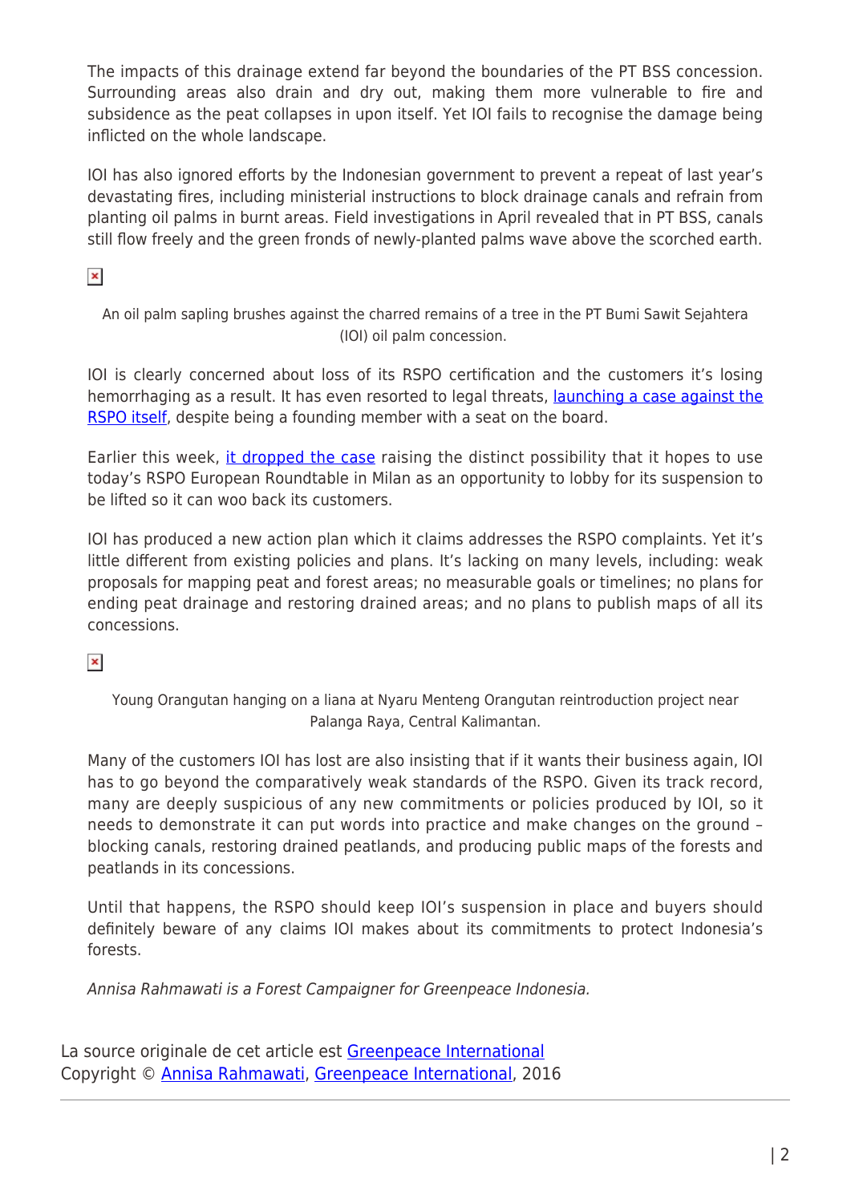The impacts of this drainage extend far beyond the boundaries of the PT BSS concession. Surrounding areas also drain and dry out, making them more vulnerable to fire and subsidence as the peat collapses in upon itself. Yet IOI fails to recognise the damage being inflicted on the whole landscape.

IOI has also ignored efforts by the Indonesian government to prevent a repeat of last year's devastating fires, including ministerial instructions to block drainage canals and refrain from planting oil palms in burnt areas. Field investigations in April revealed that in PT BSS, canals still flow freely and the green fronds of newly-planted palms wave above the scorched earth.

An oil palm sapling brushes against the charred remains of a tree in the PT Bumi Sawit Sejahtera (IOI) oil palm concession.

IOI is clearly concerned about loss of its RSPO certification and the customers it's losing hemorrhaging as a result. It has even resorted to legal threats, launching a case against the RSPO itself, despite being a founding member with a seat on the board.

Earlier this week, it dropped the case raising the distinct possibility that it hopes to use today's RSPO European Roundtable in Milan as an opportunity to lobby for its suspension to be lifted so it can woo back its customers.

IOI has produced a new action plan which it claims addresses the RSPO complaints. Yet it's little different from existing policies and plans. It's lacking on many levels, including: weak proposals for mapping peat and forest areas; no measurable goals or timelines; no plans for ending peat drainage and restoring drained areas; and no plans to publish maps of all its concessions.

Young Orangutan hanging on a liana at Nyaru Menteng Orangutan reintroduction project near Palanga Raya, Central Kalimantan.

Many of the customers IOI has lost are also insisting that if it wants their business again, IOI has to go beyond the comparatively weak standards of the RSPO. Given its track record, many are deeply suspicious of any new commitments or policies produced by IOI, so it needs to demonstrate it can put words into practice and make changes on the ground – blocking canals, restoring drained peatlands, and producing public maps of the forests and peatlands in its concessions.

Until that happens, the RSPO should keep IOI's suspension in place and buyers should definitely beware of any claims IOI makes about its commitments to protect Indonesia's forests.

*Annisa Rahmawati is a Forest Campaigner for Greenpeace Indonesia.*

La source originale de cet article est Greenpeace International
Copyright © Annisa Rahmawati, Greenpeace International, 2016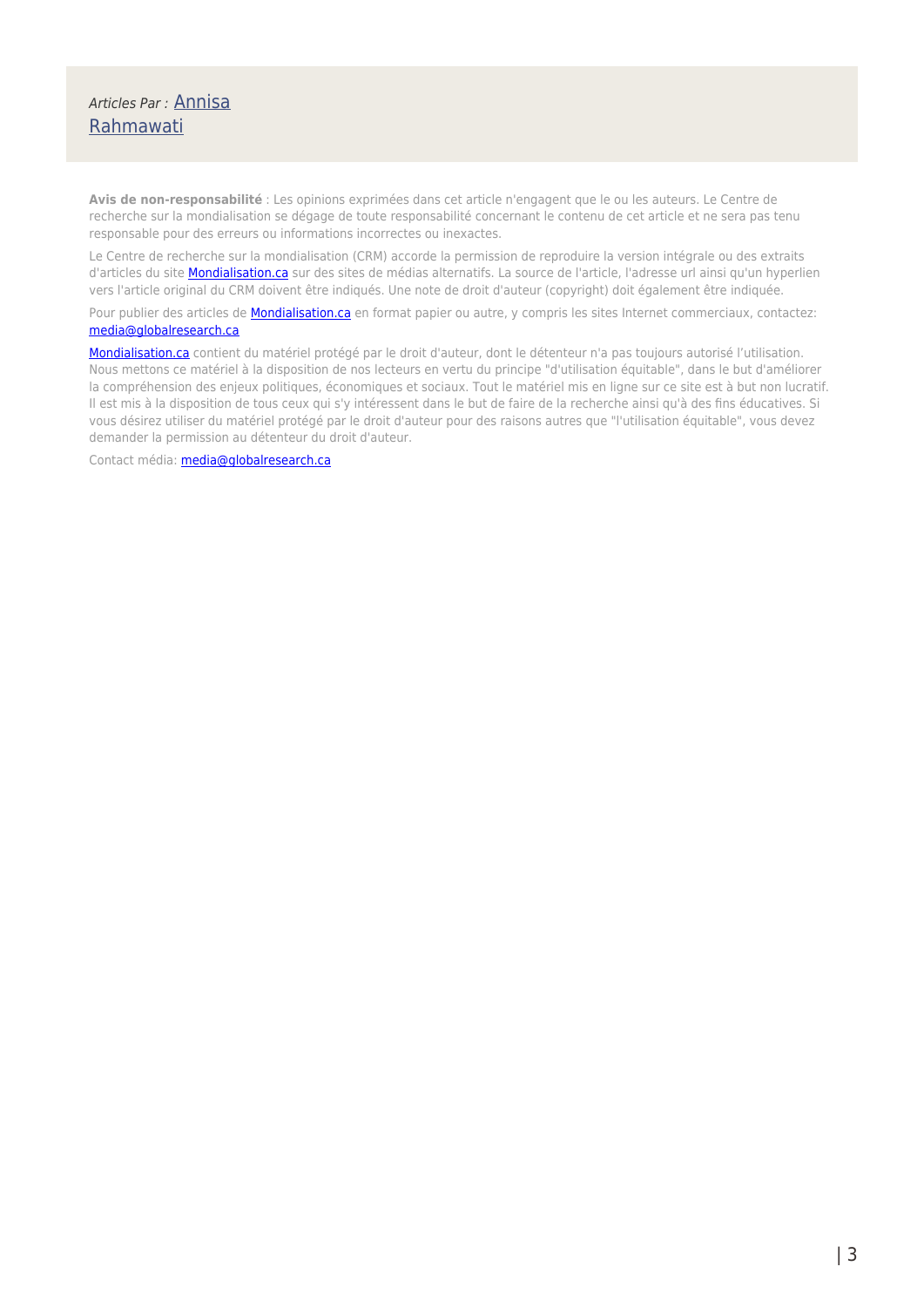*Articles Par :* Annisa Rahmawati

**Avis de non-responsabilité** : Les opinions exprimées dans cet article n'engagent que le ou les auteurs. Le Centre de recherche sur la mondialisation se dégage de toute responsabilité concernant le contenu de cet article et ne sera pas tenu responsable pour des erreurs ou informations incorrectes ou inexactes.

Le Centre de recherche sur la mondialisation (CRM) accorde la permission de reproduire la version intégrale ou des extraits d'articles du site Mondialisation.ca sur des sites de médias alternatifs. La source de l'article, l'adresse url ainsi qu'un hyperlien vers l'article original du CRM doivent être indiqués. Une note de droit d'auteur (copyright) doit également être indiquée.

Pour publier des articles de Mondialisation.ca en format papier ou autre, y compris les sites Internet commerciaux, contactez: media@globalresearch.ca

Mondialisation.ca contient du matériel protégé par le droit d'auteur, dont le détenteur n'a pas toujours autorisé l'utilisation. Nous mettons ce matériel à la disposition de nos lecteurs en vertu du principe "d'utilisation équitable", dans le but d'améliorer la compréhension des enjeux politiques, économiques et sociaux. Tout le matériel mis en ligne sur ce site est à but non lucratif. Il est mis à la disposition de tous ceux qui s'y intéressent dans le but de faire de la recherche ainsi qu'à des fins éducatives. Si vous désirez utiliser du matériel protégé par le droit d'auteur pour des raisons autres que "l'utilisation équitable", vous devez demander la permission au détenteur du droit d'auteur.

Contact média: media@globalresearch.ca